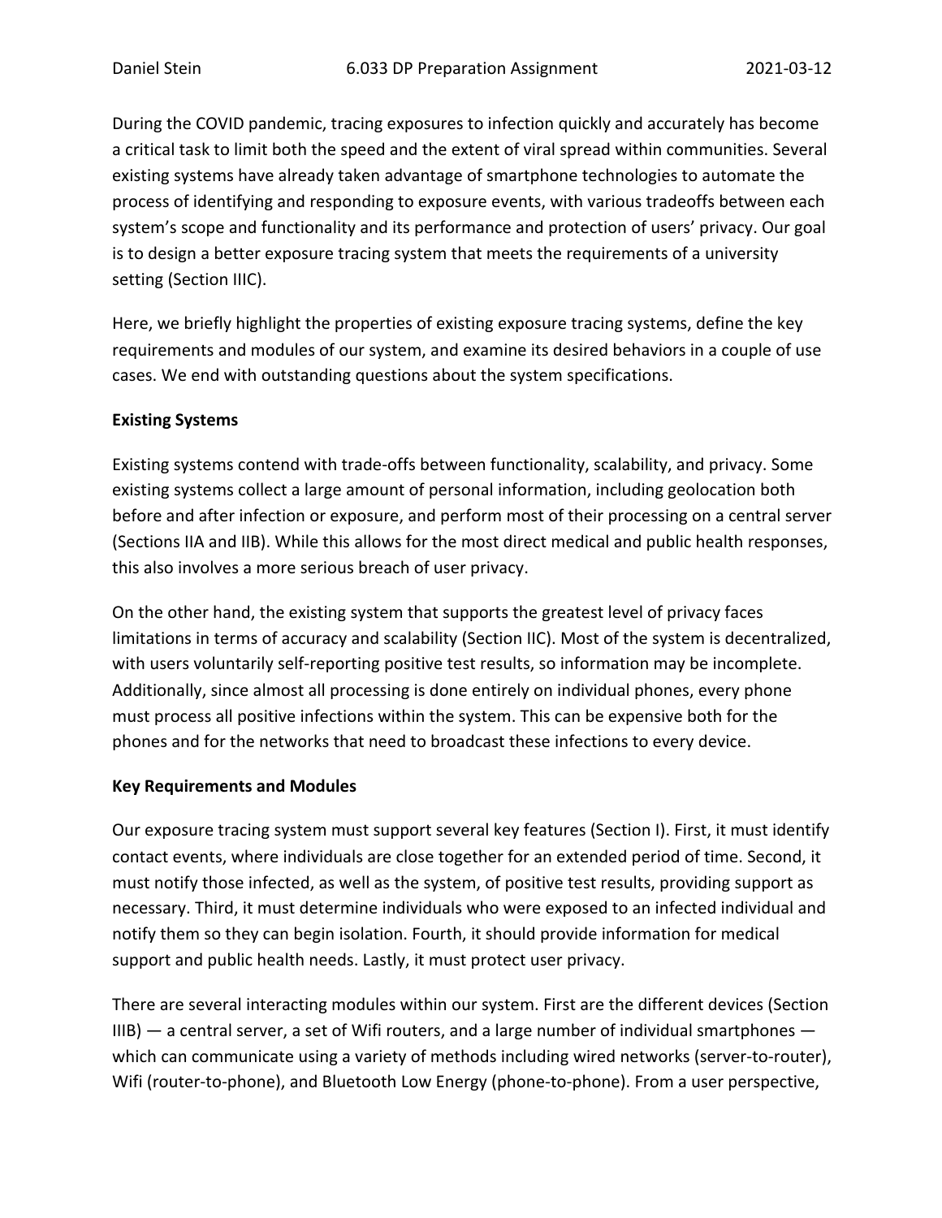During the COVID pandemic, tracing exposures to infection quickly and accurately has become a critical task to limit both the speed and the extent of viral spread within communities. Several existing systems have already taken advantage of smartphone technologies to automate the process of identifying and responding to exposure events, with various tradeoffs between each system's scope and functionality and its performance and protection of users' privacy. Our goal is to design a better exposure tracing system that meets the requirements of a university setting (Section IIIC).

Here, we briefly highlight the properties of existing exposure tracing systems, define the key requirements and modules of our system, and examine its desired behaviors in a couple of use cases. We end with outstanding questions about the system specifications.

**Existing Systems**

Existing systems contend with trade-offs between functionality, scalability, and privacy. Some existing systems collect a large amount of personal information, including geolocation both before and after infection or exposure, and perform most of their processing on a central server (Sections IIA and IIB). While this allows for the most direct medical and public health responses, this also involves a more serious breach of user privacy.

On the other hand, the existing system that supports the greatest level of privacy faces limitations in terms of accuracy and scalability (Section IIC). Most of the system is decentralized, with users voluntarily self-reporting positive test results, so information may be incomplete. Additionally, since almost all processing is done entirely on individual phones, every phone must process all positive infections within the system. This can be expensive both for the phones and for the networks that need to broadcast these infections to every device.

**Key Requirements and Modules**

Our exposure tracing system must support several key features (Section I). First, it must identify contact events, where individuals are close together for an extended period of time. Second, it must notify those infected, as well as the system, of positive test results, providing support as necessary. Third, it must determine individuals who were exposed to an infected individual and notify them so they can begin isolation. Fourth, it should provide information for medical support and public health needs. Lastly, it must protect user privacy.

There are several interacting modules within our system. First are the different devices (Section IIIB) — a central server, a set of Wifi routers, and a large number of individual smartphones — which can communicate using a variety of methods including wired networks (server-to-router), Wifi (router-to-phone), and Bluetooth Low Energy (phone-to-phone). From a user perspective,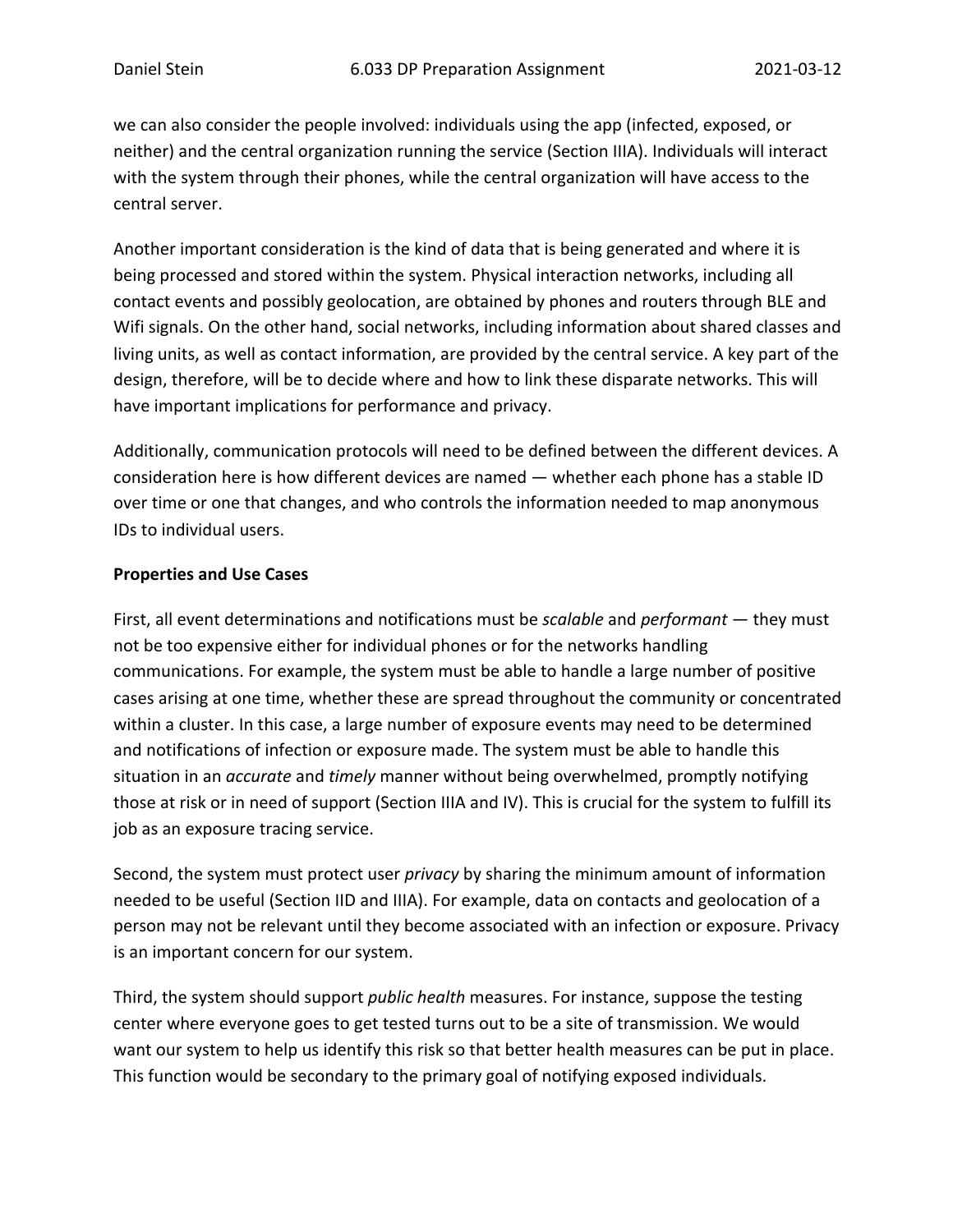we can also consider the people involved: individuals using the app (infected, exposed, or neither) and the central organization running the service (Section IIIA). Individuals will interact with the system through their phones, while the central organization will have access to the central server.

Another important consideration is the kind of data that is being generated and where it is being processed and stored within the system. Physical interaction networks, including all contact events and possibly geolocation, are obtained by phones and routers through BLE and Wifi signals. On the other hand, social networks, including information about shared classes and living units, as well as contact information, are provided by the central service. A key part of the design, therefore, will be to decide where and how to link these disparate networks. This will have important implications for performance and privacy.

Additionally, communication protocols will need to be defined between the different devices. A consideration here is how different devices are named — whether each phone has a stable ID over time or one that changes, and who controls the information needed to map anonymous IDs to individual users.

**Properties and Use Cases**

First, all event determinations and notifications must be *scalable* and *performant* — they must not be too expensive either for individual phones or for the networks handling communications. For example, the system must be able to handle a large number of positive cases arising at one time, whether these are spread throughout the community or concentrated within a cluster. In this case, a large number of exposure events may need to be determined and notifications of infection or exposure made. The system must be able to handle this situation in an *accurate* and *timely* manner without being overwhelmed, promptly notifying those at risk or in need of support (Section IIIA and IV). This is crucial for the system to fulfill its job as an exposure tracing service.

Second, the system must protect user *privacy* by sharing the minimum amount of information needed to be useful (Section IID and IIIA). For example, data on contacts and geolocation of a person may not be relevant until they become associated with an infection or exposure. Privacy is an important concern for our system.

Third, the system should support *public health* measures. For instance, suppose the testing center where everyone goes to get tested turns out to be a site of transmission. We would want our system to help us identify this risk so that better health measures can be put in place. This function would be secondary to the primary goal of notifying exposed individuals.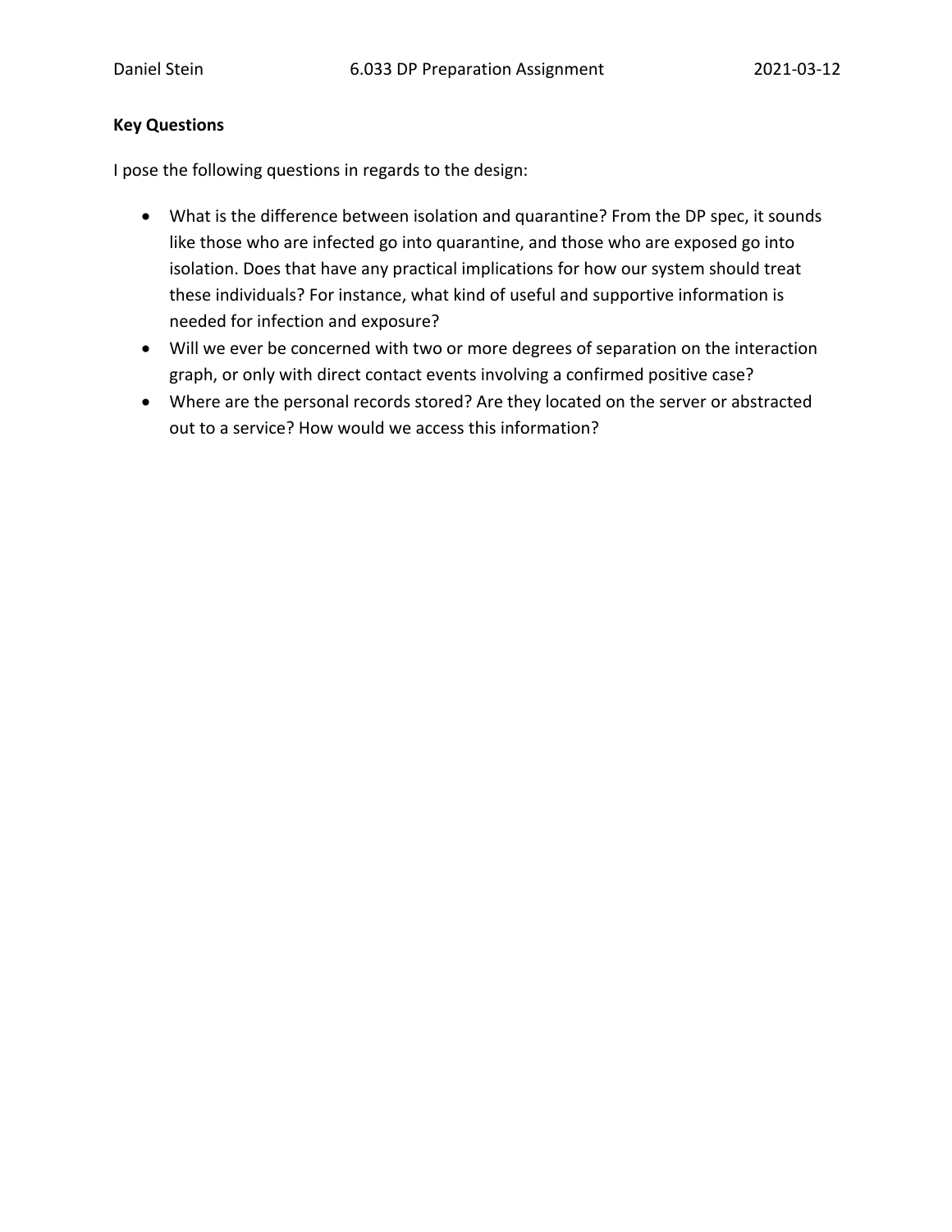**Key Questions**

I pose the following questions in regards to the design:

- What is the difference between isolation and quarantine? From the DP spec, it sounds like those who are infected go into quarantine, and those who are exposed go into isolation. Does that have any practical implications for how our system should treat these individuals? For instance, what kind of useful and supportive information is needed for infection and exposure?
- Will we ever be concerned with two or more degrees of separation on the interaction graph, or only with direct contact events involving a confirmed positive case?
- Where are the personal records stored? Are they located on the server or abstracted out to a service? How would we access this information?